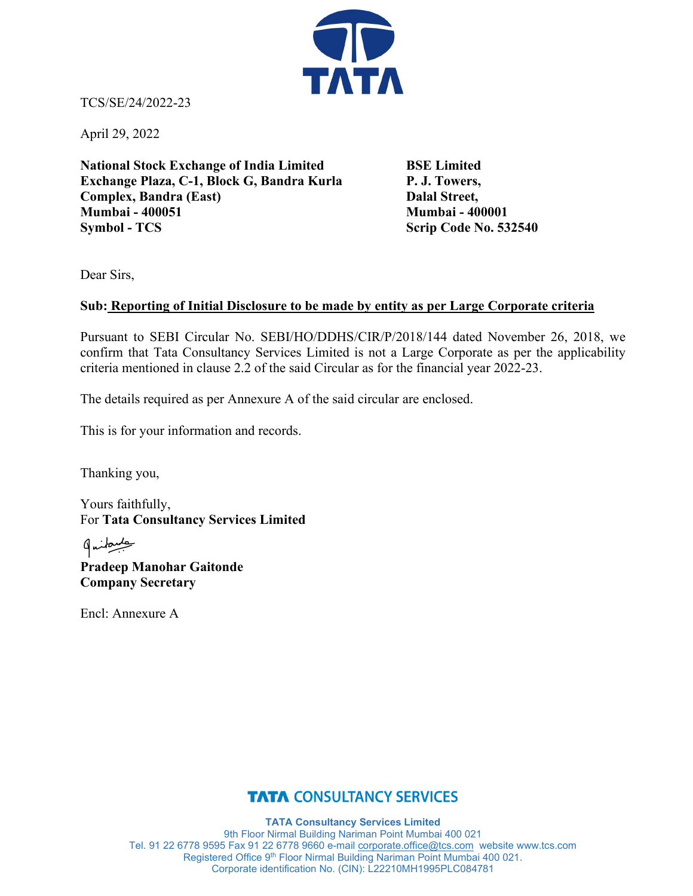TCS/SE/24/2022-23

April 29, 2022

**National Stock Exchange of India Limited**
**Exchange Plaza, C-1, Block G, Bandra Kurla Complex, Bandra (East)**
**Mumbai - 400051**
**Symbol - TCS**

**BSE Limited**
**P. J. Towers,**
**Dalal Street,**
**Mumbai - 400001**
**Scrip Code No. 532540**

Dear Sirs,

**Sub: Reporting of Initial Disclosure to be made by entity as per Large Corporate criteria**

Pursuant to SEBI Circular No. SEBI/HO/DDHS/CIR/P/2018/144 dated November 26, 2018, we confirm that Tata Consultancy Services Limited is not a Large Corporate as per the applicability criteria mentioned in clause 2.2 of the said Circular as for the financial year 2022-23.

The details required as per Annexure A of the said circular are enclosed.

This is for your information and records.

Thanking you,

Yours faithfully,
For **Tata Consultancy Services Limited**

**Pradeep Manohar Gaitonde**
**Company Secretary**

Encl: Annexure A

**TATA Consultancy Services Limited**
9th Floor Nirmal Building Nariman Point Mumbai 400 021
Tel. 91 22 6778 9595 Fax 91 22 6778 9660 e-mail corporate.office@tcs.com website www.tcs.com
Registered Office 9th Floor Nirmal Building Nariman Point Mumbai 400 021.
Corporate identification No. (CIN): L22210MH1995PLC084781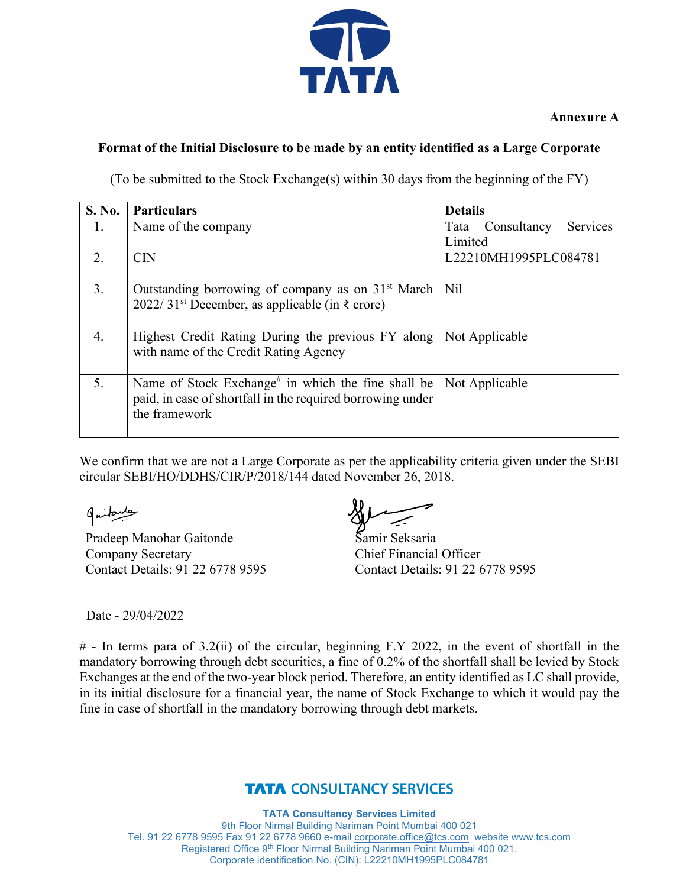**Annexure A**

**Format of the Initial Disclosure to be made by an entity identified as a Large Corporate**

(To be submitted to the Stock Exchange(s) within 30 days from the beginning of the FY)

| S. No. | Particulars | Details |
|---|---|---|
| 1. | Name of the company | Tata Consultancy Services Limited |
| 2. | CIN | L22210MH1995PLC084781 |
| 3. | Outstanding borrowing of company as on 31st March 2022/ ~~31st December~~, as applicable (in ₹ crore) | Nil |
| 4. | Highest Credit Rating During the previous FY along with name of the Credit Rating Agency | Not Applicable |
| 5. | Name of Stock Exchange# in which the fine shall be paid, in case of shortfall in the required borrowing under the framework | Not Applicable |

We confirm that we are not a Large Corporate as per the applicability criteria given under the SEBI circular SEBI/HO/DDHS/CIR/P/2018/144 dated November 26, 2018.

Pradeep Manohar Gaitonde
Company Secretary
Contact Details: 91 22 6778 9595

Samir Seksaria
Chief Financial Officer
Contact Details: 91 22 6778 9595

Date - 29/04/2022

# - In terms para of 3.2(ii) of the circular, beginning F.Y 2022, in the event of shortfall in the mandatory borrowing through debt securities, a fine of 0.2% of the shortfall shall be levied by Stock Exchanges at the end of the two-year block period. Therefore, an entity identified as LC shall provide, in its initial disclosure for a financial year, the name of Stock Exchange to which it would pay the fine in case of shortfall in the mandatory borrowing through debt markets.

**TATA Consultancy Services Limited**
9th Floor Nirmal Building Nariman Point Mumbai 400 021
Tel. 91 22 6778 9595 Fax 91 22 6778 9660 e-mail corporate.office@tcs.com website www.tcs.com
Registered Office 9th Floor Nirmal Building Nariman Point Mumbai 400 021.
Corporate identification No. (CIN): L22210MH1995PLC084781